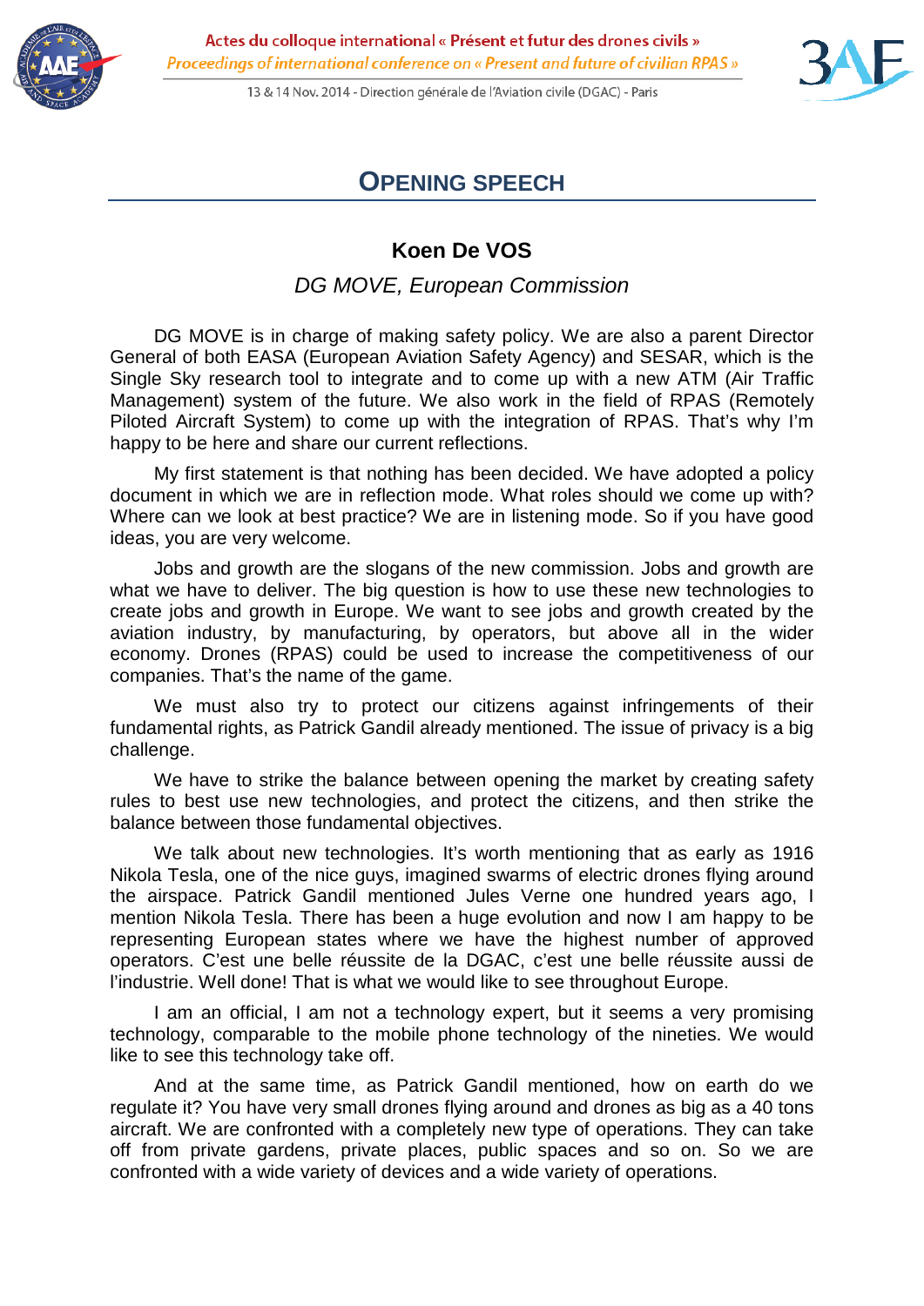# OPENING SPEECH

## Koen De VOS

*DG MOVE, European Commission*

DG MOVE is in charge of making safety policy. We are also a parent Director General of both EASA (European Aviation Safety Agency) and SESAR, which is the Single Sky research tool to integrate and to come up with a new ATM (Air Traffic Management) system of the future. We also work in the field of RPAS (Remotely Piloted Aircraft System) to come up with the integration of RPAS. That's why I'm happy to be here and share our current reflections.

My first statement is that nothing has been decided. We have adopted a policy document in which we are in reflection mode. What roles should we come up with? Where can we look at best practice? We are in listening mode. So if you have good ideas, you are very welcome.

Jobs and growth are the slogans of the new commission. Jobs and growth are what we have to deliver. The big question is how to use these new technologies to create jobs and growth in Europe. We want to see jobs and growth created by the aviation industry, by manufacturing, by operators, but above all in the wider economy. Drones (RPAS) could be used to increase the competitiveness of our companies. That's the name of the game.

We must also try to protect our citizens against infringements of their fundamental rights, as Patrick Gandil already mentioned. The issue of privacy is a big challenge.

We have to strike the balance between opening the market by creating safety rules to best use new technologies, and protect the citizens, and then strike the balance between those fundamental objectives.

We talk about new technologies. It's worth mentioning that as early as 1916 Nikola Tesla, one of the nice guys, imagined swarms of electric drones flying around the airspace. Patrick Gandil mentioned Jules Verne one hundred years ago, I mention Nikola Tesla. There has been a huge evolution and now I am happy to be representing European states where we have the highest number of approved operators. C'est une belle réussite de la DGAC, c'est une belle réussite aussi de l'industrie. Well done! That is what we would like to see throughout Europe.

I am an official, I am not a technology expert, but it seems a very promising technology, comparable to the mobile phone technology of the nineties. We would like to see this technology take off.

And at the same time, as Patrick Gandil mentioned, how on earth do we regulate it? You have very small drones flying around and drones as big as a 40 tons aircraft. We are confronted with a completely new type of operations. They can take off from private gardens, private places, public spaces and so on. So we are confronted with a wide variety of devices and a wide variety of operations.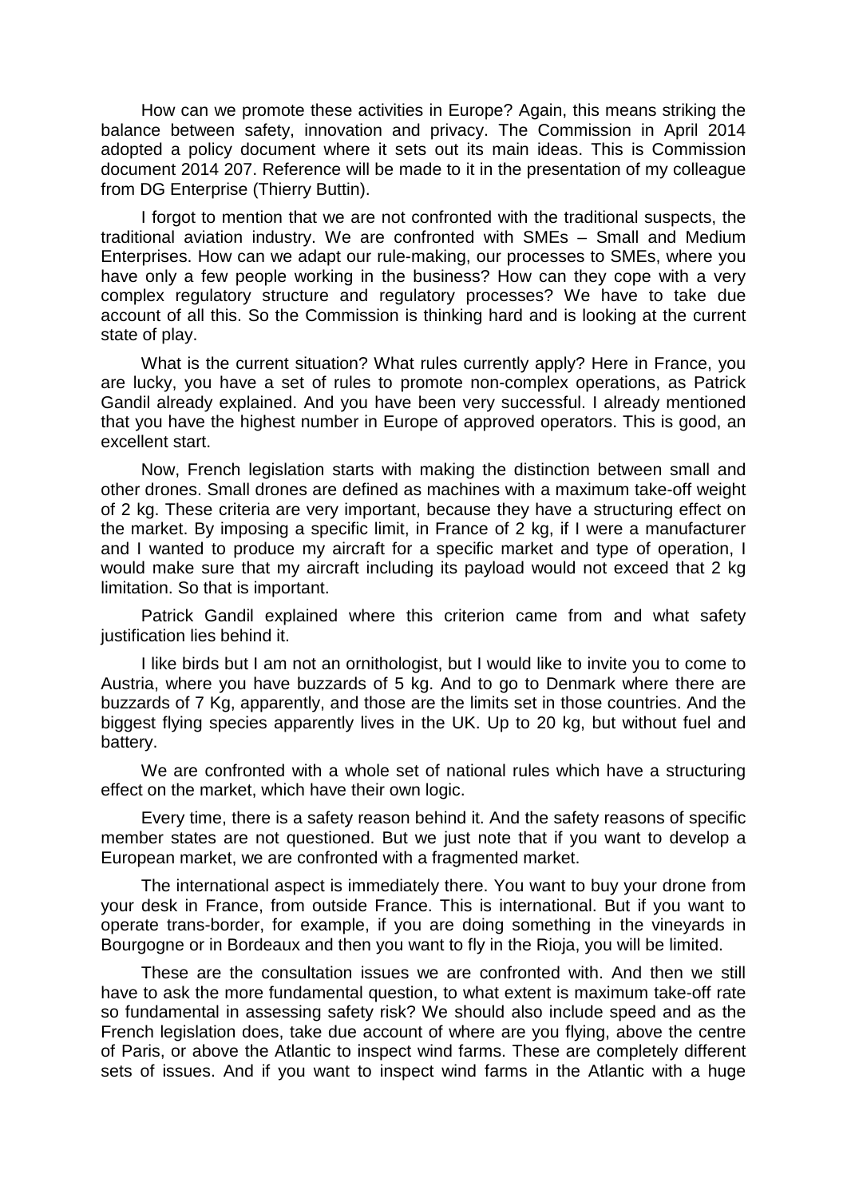How can we promote these activities in Europe? Again, this means striking the balance between safety, innovation and privacy. The Commission in April 2014 adopted a policy document where it sets out its main ideas. This is Commission document 2014 207. Reference will be made to it in the presentation of my colleague from DG Enterprise (Thierry Buttin).

I forgot to mention that we are not confronted with the traditional suspects, the traditional aviation industry. We are confronted with SMEs – Small and Medium Enterprises. How can we adapt our rule-making, our processes to SMEs, where you have only a few people working in the business? How can they cope with a very complex regulatory structure and regulatory processes? We have to take due account of all this. So the Commission is thinking hard and is looking at the current state of play.

What is the current situation? What rules currently apply? Here in France, you are lucky, you have a set of rules to promote non-complex operations, as Patrick Gandil already explained. And you have been very successful. I already mentioned that you have the highest number in Europe of approved operators. This is good, an excellent start.

Now, French legislation starts with making the distinction between small and other drones. Small drones are defined as machines with a maximum take-off weight of 2 kg. These criteria are very important, because they have a structuring effect on the market. By imposing a specific limit, in France of 2 kg, if I were a manufacturer and I wanted to produce my aircraft for a specific market and type of operation, I would make sure that my aircraft including its payload would not exceed that 2 kg limitation. So that is important.

Patrick Gandil explained where this criterion came from and what safety justification lies behind it.

I like birds but I am not an ornithologist, but I would like to invite you to come to Austria, where you have buzzards of 5 kg. And to go to Denmark where there are buzzards of 7 Kg, apparently, and those are the limits set in those countries. And the biggest flying species apparently lives in the UK. Up to 20 kg, but without fuel and battery.

We are confronted with a whole set of national rules which have a structuring effect on the market, which have their own logic.

Every time, there is a safety reason behind it. And the safety reasons of specific member states are not questioned. But we just note that if you want to develop a European market, we are confronted with a fragmented market.

The international aspect is immediately there. You want to buy your drone from your desk in France, from outside France. This is international. But if you want to operate trans-border, for example, if you are doing something in the vineyards in Bourgogne or in Bordeaux and then you want to fly in the Rioja, you will be limited.

These are the consultation issues we are confronted with. And then we still have to ask the more fundamental question, to what extent is maximum take-off rate so fundamental in assessing safety risk? We should also include speed and as the French legislation does, take due account of where are you flying, above the centre of Paris, or above the Atlantic to inspect wind farms. These are completely different sets of issues. And if you want to inspect wind farms in the Atlantic with a huge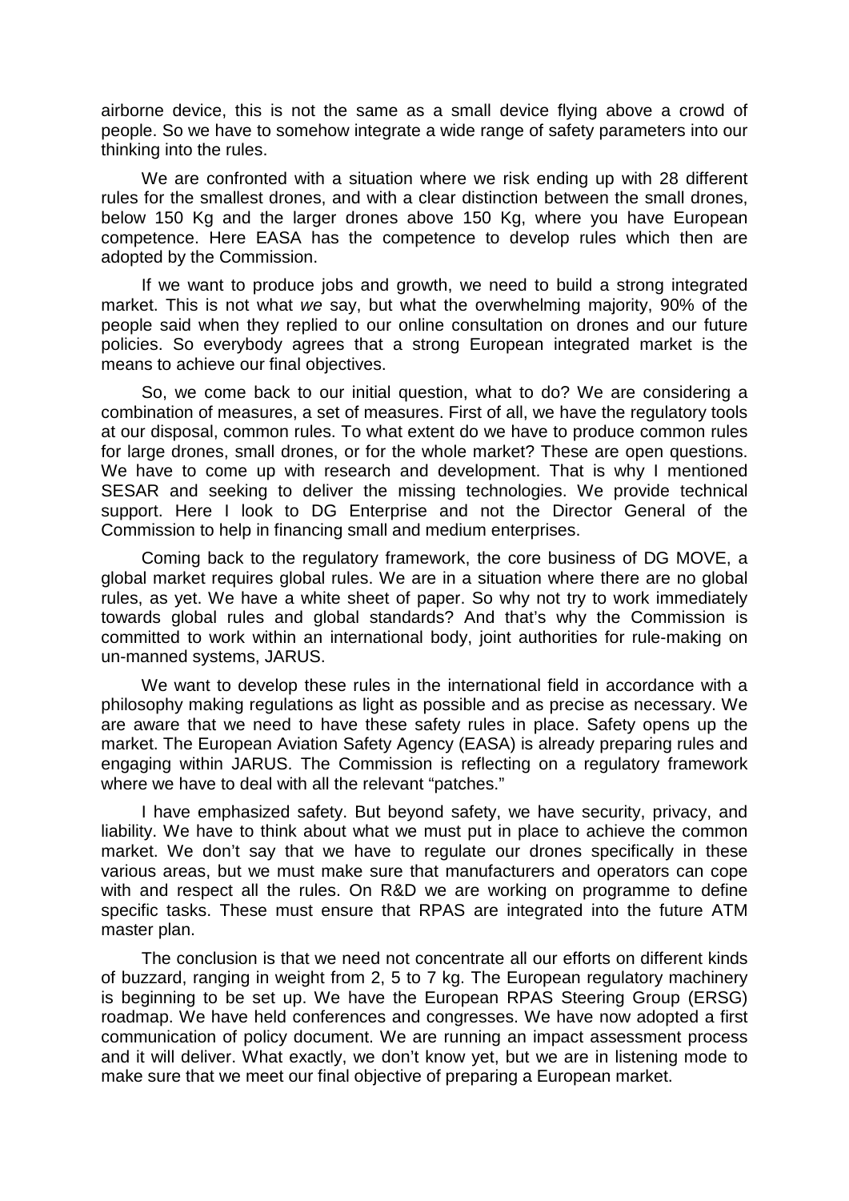airborne device, this is not the same as a small device flying above a crowd of people. So we have to somehow integrate a wide range of safety parameters into our thinking into the rules.

We are confronted with a situation where we risk ending up with 28 different rules for the smallest drones, and with a clear distinction between the small drones, below 150 Kg and the larger drones above 150 Kg, where you have European competence. Here EASA has the competence to develop rules which then are adopted by the Commission.

If we want to produce jobs and growth, we need to build a strong integrated market. This is not what *we* say, but what the overwhelming majority, 90% of the people said when they replied to our online consultation on drones and our future policies. So everybody agrees that a strong European integrated market is the means to achieve our final objectives.

So, we come back to our initial question, what to do? We are considering a combination of measures, a set of measures. First of all, we have the regulatory tools at our disposal, common rules. To what extent do we have to produce common rules for large drones, small drones, or for the whole market? These are open questions. We have to come up with research and development. That is why I mentioned SESAR and seeking to deliver the missing technologies. We provide technical support. Here I look to DG Enterprise and not the Director General of the Commission to help in financing small and medium enterprises.

Coming back to the regulatory framework, the core business of DG MOVE, a global market requires global rules. We are in a situation where there are no global rules, as yet. We have a white sheet of paper. So why not try to work immediately towards global rules and global standards? And that's why the Commission is committed to work within an international body, joint authorities for rule-making on un-manned systems, JARUS.

We want to develop these rules in the international field in accordance with a philosophy making regulations as light as possible and as precise as necessary. We are aware that we need to have these safety rules in place. Safety opens up the market. The European Aviation Safety Agency (EASA) is already preparing rules and engaging within JARUS. The Commission is reflecting on a regulatory framework where we have to deal with all the relevant "patches."

I have emphasized safety. But beyond safety, we have security, privacy, and liability. We have to think about what we must put in place to achieve the common market. We don't say that we have to regulate our drones specifically in these various areas, but we must make sure that manufacturers and operators can cope with and respect all the rules. On R&D we are working on programme to define specific tasks. These must ensure that RPAS are integrated into the future ATM master plan.

The conclusion is that we need not concentrate all our efforts on different kinds of buzzard, ranging in weight from 2, 5 to 7 kg. The European regulatory machinery is beginning to be set up. We have the European RPAS Steering Group (ERSG) roadmap. We have held conferences and congresses. We have now adopted a first communication of policy document. We are running an impact assessment process and it will deliver. What exactly, we don't know yet, but we are in listening mode to make sure that we meet our final objective of preparing a European market.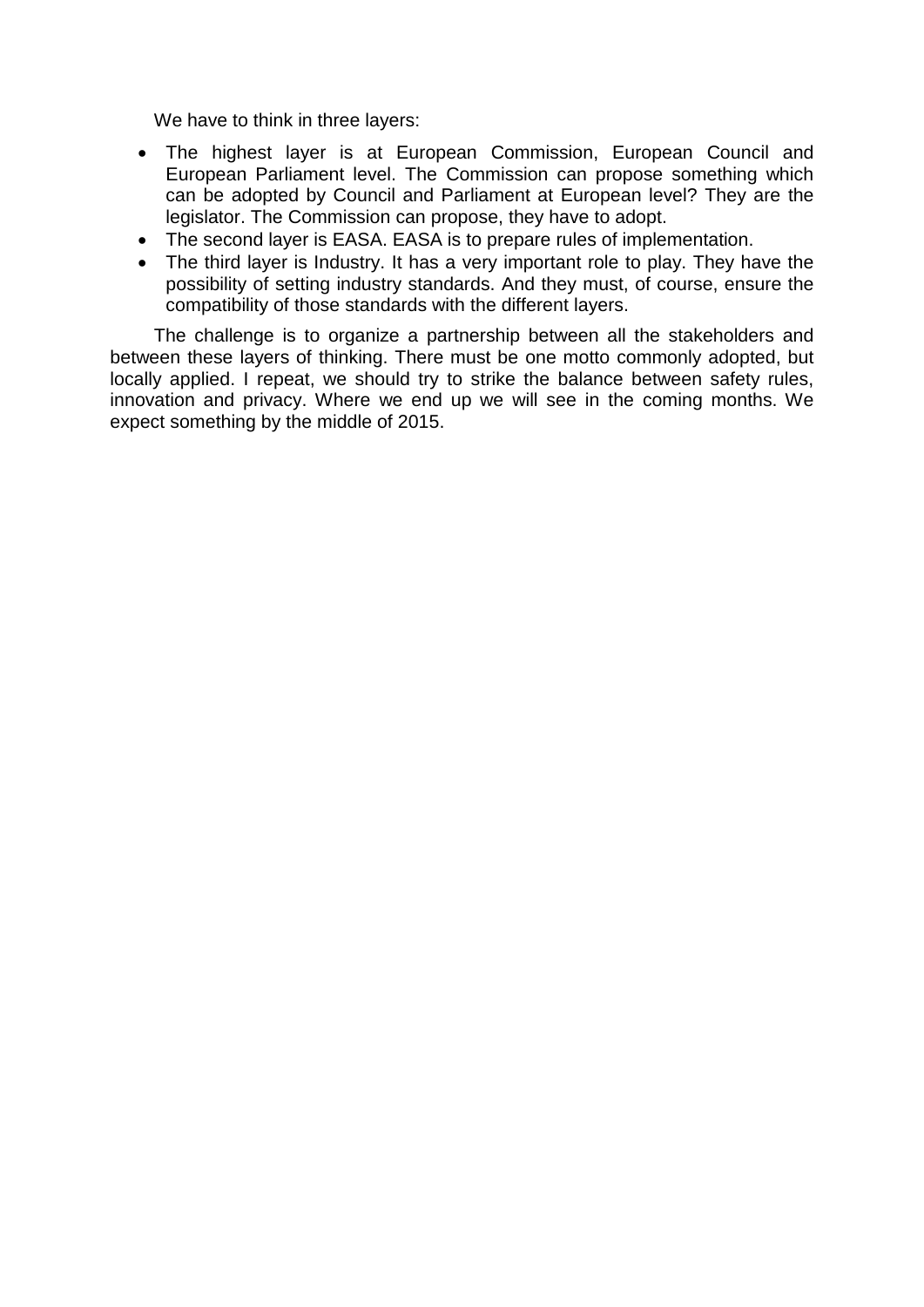We have to think in three layers:

- The highest layer is at European Commission, European Council and European Parliament level. The Commission can propose something which can be adopted by Council and Parliament at European level? They are the legislator. The Commission can propose, they have to adopt.
- The second layer is EASA. EASA is to prepare rules of implementation.
- The third layer is Industry. It has a very important role to play. They have the possibility of setting industry standards. And they must, of course, ensure the compatibility of those standards with the different layers.

The challenge is to organize a partnership between all the stakeholders and between these layers of thinking. There must be one motto commonly adopted, but locally applied. I repeat, we should try to strike the balance between safety rules, innovation and privacy. Where we end up we will see in the coming months. We expect something by the middle of 2015.